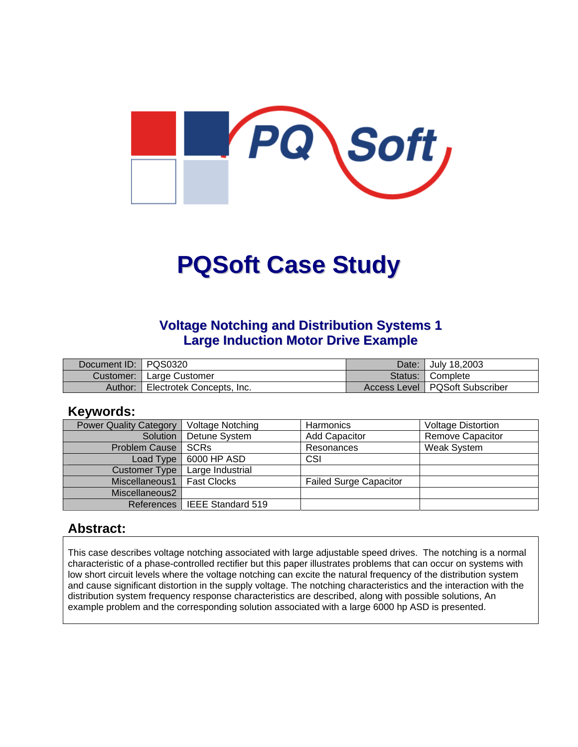# PQSoft Case Study

## Voltage Notching and Distribution Systems 1
## Large Induction Motor Drive Example

| Document ID: | PQS0320 | Date: | July 18,2003 |
|---|---|---|---|
| Customer: | Large Customer | Status: | Complete |
| Author: | Electrotek Concepts, Inc. | Access Level | PQSoft Subscriber |

## Keywords:

| Power Quality Category | Voltage Notching | Harmonics | Voltage Distortion |
|---|---|---|---|
| Solution | Detune System | Add Capacitor | Remove Capacitor |
| Problem Cause | SCRs | Resonances | Weak System |
| Load Type | 6000 HP ASD | CSI | |
| Customer Type | Large Industrial | | |
| Miscellaneous1 | Fast Clocks | Failed Surge Capacitor | |
| Miscellaneous2 | | | |
| References | IEEE Standard 519 | | |

## Abstract:

This case describes voltage notching associated with large adjustable speed drives. The notching is a normal characteristic of a phase-controlled rectifier but this paper illustrates problems that can occur on systems with low short circuit levels where the voltage notching can excite the natural frequency of the distribution system and cause significant distortion in the supply voltage. The notching characteristics and the interaction with the distribution system frequency response characteristics are described, along with possible solutions, An example problem and the corresponding solution associated with a large 6000 hp ASD is presented.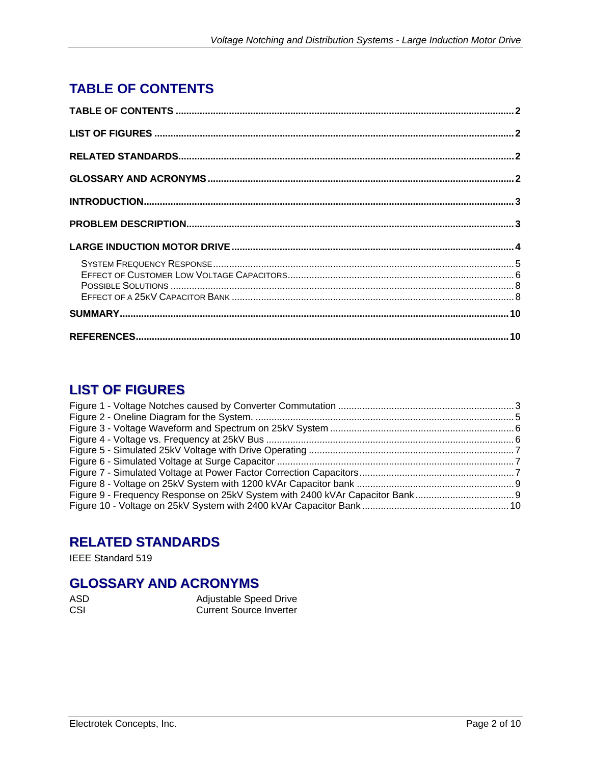## TABLE OF CONTENTS

**TABLE OF CONTENTS** .......... **2**

**LIST OF FIGURES** .......... **2**

**RELATED STANDARDS** .......... **2**

**GLOSSARY AND ACRONYMS** .......... **2**

**INTRODUCTION** .......... **3**

**PROBLEM DESCRIPTION** .......... **3**

**LARGE INDUCTION MOTOR DRIVE** .......... **4**

- System Frequency Response .......... 5
- Effect of Customer Low Voltage Capacitors .......... 6
- Possible Solutions .......... 8
- Effect of a 25kV Capacitor Bank .......... 8

**SUMMARY** .......... **10**

**REFERENCES** .......... **10**

## LIST OF FIGURES

Figure 1 - Voltage Notches caused by Converter Commutation .......... 3
Figure 2 - Oneline Diagram for the System. .......... 5
Figure 3 - Voltage Waveform and Spectrum on 25kV System .......... 6
Figure 4 - Voltage vs. Frequency at 25kV Bus .......... 6
Figure 5 - Simulated 25kV Voltage with Drive Operating .......... 7
Figure 6 - Simulated Voltage at Surge Capacitor .......... 7
Figure 7 - Simulated Voltage at Power Factor Correction Capacitors .......... 7
Figure 8 - Voltage on 25kV System with 1200 kVAr Capacitor bank .......... 9
Figure 9 - Frequency Response on 25kV System with 2400 kVAr Capacitor Bank .......... 9
Figure 10 - Voltage on 25kV System with 2400 kVAr Capacitor Bank .......... 10

## RELATED STANDARDS

IEEE Standard 519

## GLOSSARY AND ACRONYMS

| | |
|---|---|
| ASD | Adjustable Speed Drive |
| CSI | Current Source Inverter |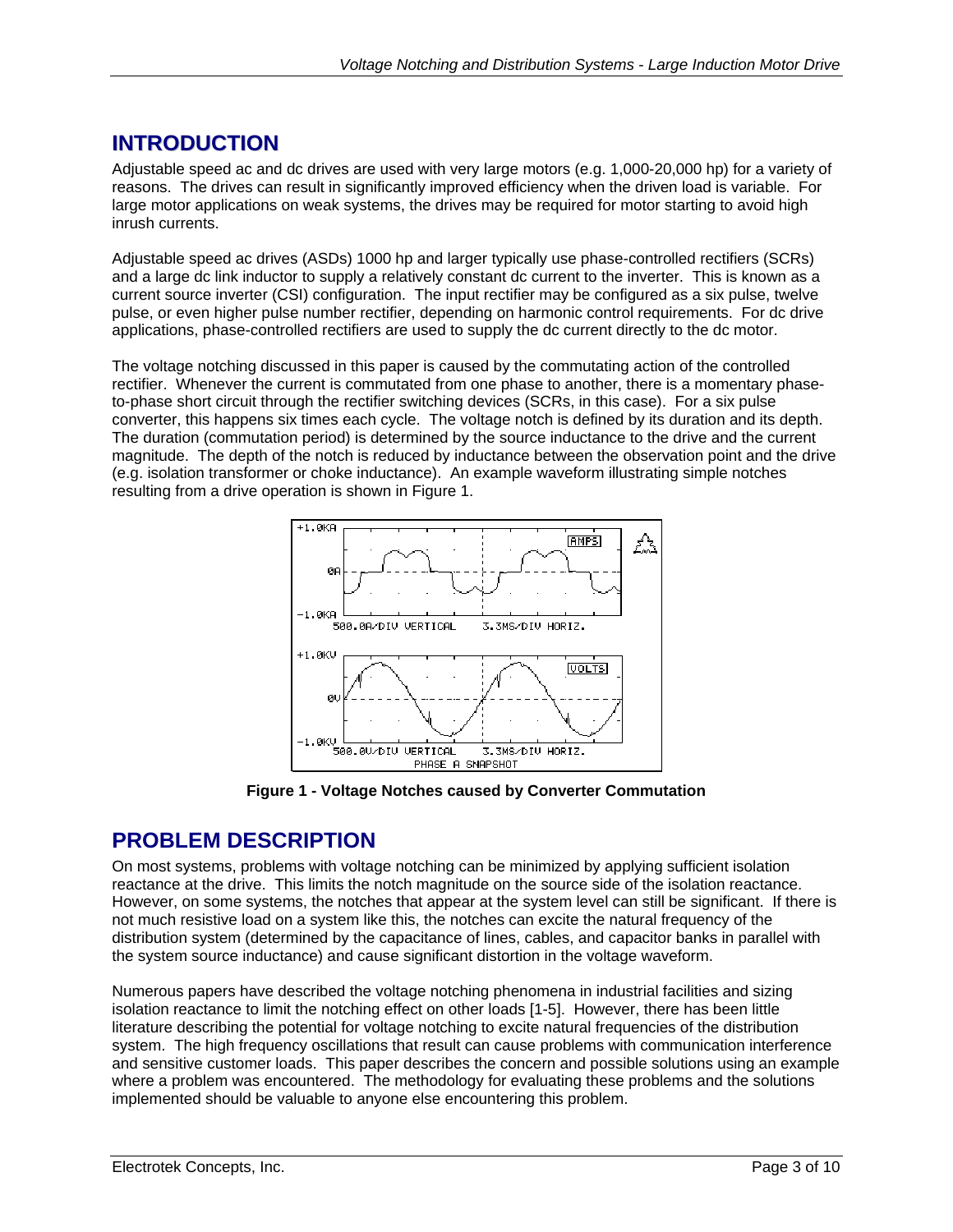## INTRODUCTION

Adjustable speed ac and dc drives are used with very large motors (e.g. 1,000-20,000 hp) for a variety of reasons. The drives can result in significantly improved efficiency when the driven load is variable. For large motor applications on weak systems, the drives may be required for motor starting to avoid high inrush currents.

Adjustable speed ac drives (ASDs) 1000 hp and larger typically use phase-controlled rectifiers (SCRs) and a large dc link inductor to supply a relatively constant dc current to the inverter. This is known as a current source inverter (CSI) configuration. The input rectifier may be configured as a six pulse, twelve pulse, or even higher pulse number rectifier, depending on harmonic control requirements. For dc drive applications, phase-controlled rectifiers are used to supply the dc current directly to the dc motor.

The voltage notching discussed in this paper is caused by the commutating action of the controlled rectifier. Whenever the current is commutated from one phase to another, there is a momentary phase-to-phase short circuit through the rectifier switching devices (SCRs, in this case). For a six pulse converter, this happens six times each cycle. The voltage notch is defined by its duration and its depth. The duration (commutation period) is determined by the source inductance to the drive and the current magnitude. The depth of the notch is reduced by inductance between the observation point and the drive (e.g. isolation transformer or choke inductance). An example waveform illustrating simple notches resulting from a drive operation is shown in Figure 1.

+1.0KA
AMPS
0A
-1.0KA
500.0A/DIV VERTICAL 3.3MS/DIV HORIZ.
+1.0KV
VOLTS
0V
-1.0KV
500.0V/DIV VERTICAL 3.3MS/DIV HORIZ.
PHASE A SNAPSHOT

**Figure 1 - Voltage Notches caused by Converter Commutation**

## PROBLEM DESCRIPTION

On most systems, problems with voltage notching can be minimized by applying sufficient isolation reactance at the drive. This limits the notch magnitude on the source side of the isolation reactance. However, on some systems, the notches that appear at the system level can still be significant. If there is not much resistive load on a system like this, the notches can excite the natural frequency of the distribution system (determined by the capacitance of lines, cables, and capacitor banks in parallel with the system source inductance) and cause significant distortion in the voltage waveform.

Numerous papers have described the voltage notching phenomena in industrial facilities and sizing isolation reactance to limit the notching effect on other loads [1-5]. However, there has been little literature describing the potential for voltage notching to excite natural frequencies of the distribution system. The high frequency oscillations that result can cause problems with communication interference and sensitive customer loads. This paper describes the concern and possible solutions using an example where a problem was encountered. The methodology for evaluating these problems and the solutions implemented should be valuable to anyone else encountering this problem.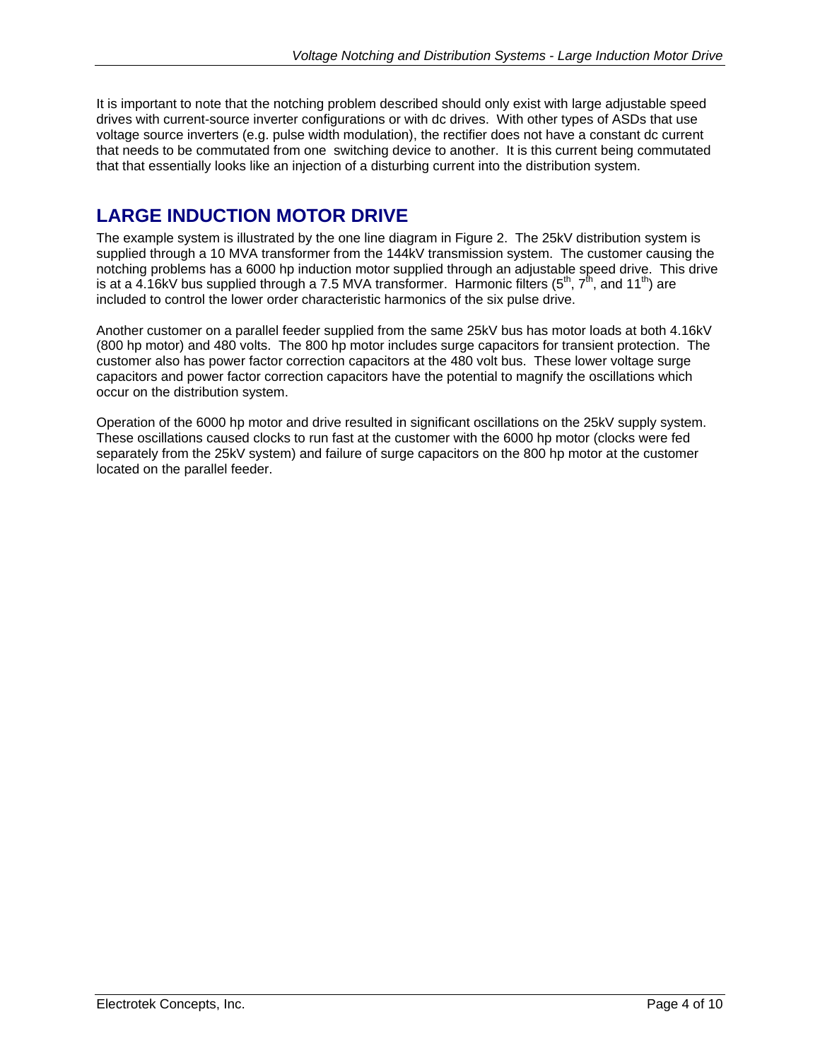It is important to note that the notching problem described should only exist with large adjustable speed drives with current-source inverter configurations or with dc drives. With other types of ASDs that use voltage source inverters (e.g. pulse width modulation), the rectifier does not have a constant dc current that needs to be commutated from one switching device to another. It is this current being commutated that that essentially looks like an injection of a disturbing current into the distribution system.

## LARGE INDUCTION MOTOR DRIVE

The example system is illustrated by the one line diagram in Figure 2. The 25kV distribution system is supplied through a 10 MVA transformer from the 144kV transmission system. The customer causing the notching problems has a 6000 hp induction motor supplied through an adjustable speed drive. This drive is at a 4.16kV bus supplied through a 7.5 MVA transformer. Harmonic filters ($5^{th}$, $7^{th}$, and $11^{th}$) are included to control the lower order characteristic harmonics of the six pulse drive.

Another customer on a parallel feeder supplied from the same 25kV bus has motor loads at both 4.16kV (800 hp motor) and 480 volts. The 800 hp motor includes surge capacitors for transient protection. The customer also has power factor correction capacitors at the 480 volt bus. These lower voltage surge capacitors and power factor correction capacitors have the potential to magnify the oscillations which occur on the distribution system.

Operation of the 6000 hp motor and drive resulted in significant oscillations on the 25kV supply system. These oscillations caused clocks to run fast at the customer with the 6000 hp motor (clocks were fed separately from the 25kV system) and failure of surge capacitors on the 800 hp motor at the customer located on the parallel feeder.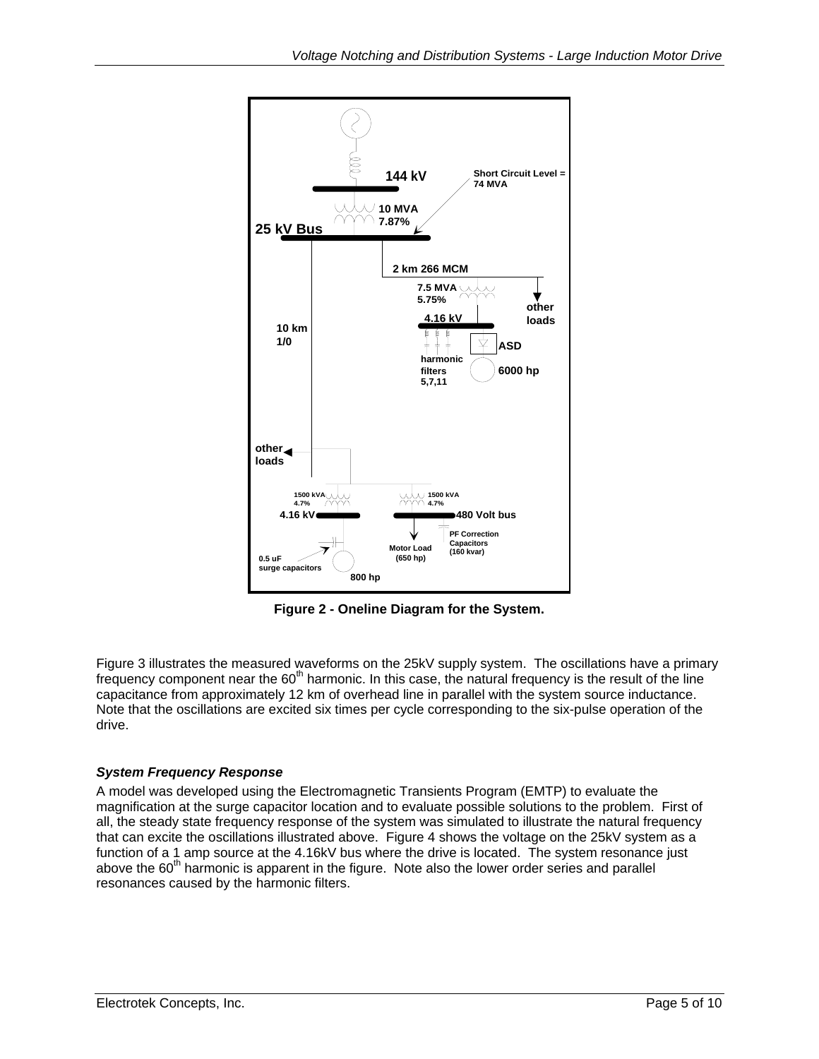Figure 2 - Oneline Diagram for the System.

Figure 3 illustrates the measured waveforms on the 25kV supply system. The oscillations have a primary frequency component near the 60th harmonic. In this case, the natural frequency is the result of the line capacitance from approximately 12 km of overhead line in parallel with the system source inductance. Note that the oscillations are excited six times per cycle corresponding to the six-pulse operation of the drive.

### *System Frequency Response*

A model was developed using the Electromagnetic Transients Program (EMTP) to evaluate the magnification at the surge capacitor location and to evaluate possible solutions to the problem. First of all, the steady state frequency response of the system was simulated to illustrate the natural frequency that can excite the oscillations illustrated above. Figure 4 shows the voltage on the 25kV system as a function of a 1 amp source at the 4.16kV bus where the drive is located. The system resonance just above the 60th harmonic is apparent in the figure. Note also the lower order series and parallel resonances caused by the harmonic filters.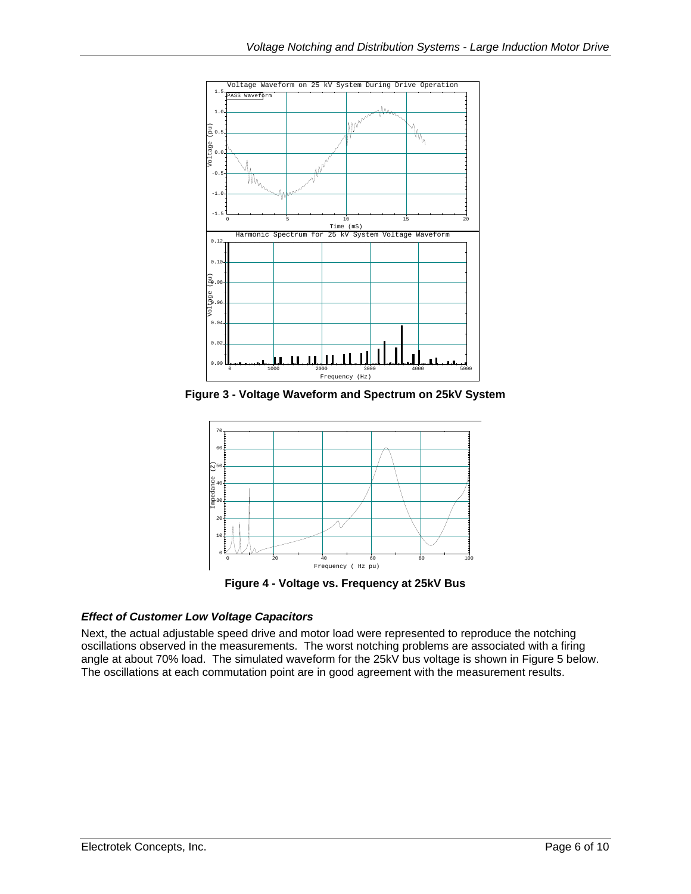Figure 3 - Voltage Waveform and Spectrum on 25kV System

Figure 4 - Voltage vs. Frequency at 25kV Bus

### *Effect of Customer Low Voltage Capacitors*

Next, the actual adjustable speed drive and motor load were represented to reproduce the notching oscillations observed in the measurements. The worst notching problems are associated with a firing angle at about 70% load. The simulated waveform for the 25kV bus voltage is shown in Figure 5 below. The oscillations at each commutation point are in good agreement with the measurement results.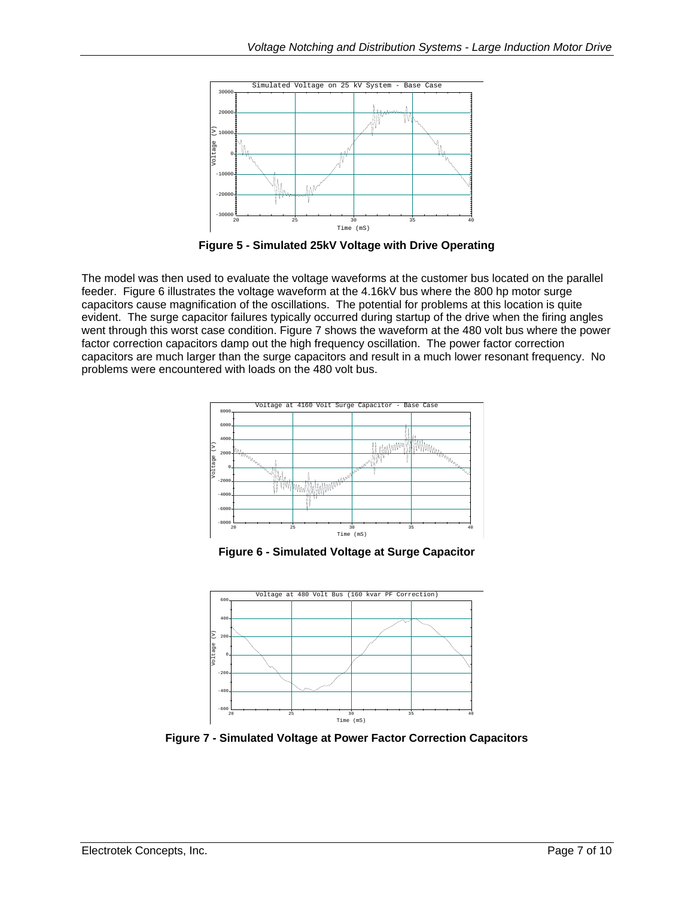**Figure 5 - Simulated 25kV Voltage with Drive Operating**

The model was then used to evaluate the voltage waveforms at the customer bus located on the parallel feeder. Figure 6 illustrates the voltage waveform at the 4.16kV bus where the 800 hp motor surge capacitors cause magnification of the oscillations. The potential for problems at this location is quite evident. The surge capacitor failures typically occurred during startup of the drive when the firing angles went through this worst case condition. Figure 7 shows the waveform at the 480 volt bus where the power factor correction capacitors damp out the high frequency oscillation. The power factor correction capacitors are much larger than the surge capacitors and result in a much lower resonant frequency. No problems were encountered with loads on the 480 volt bus.

**Figure 6 - Simulated Voltage at Surge Capacitor**

**Figure 7 - Simulated Voltage at Power Factor Correction Capacitors**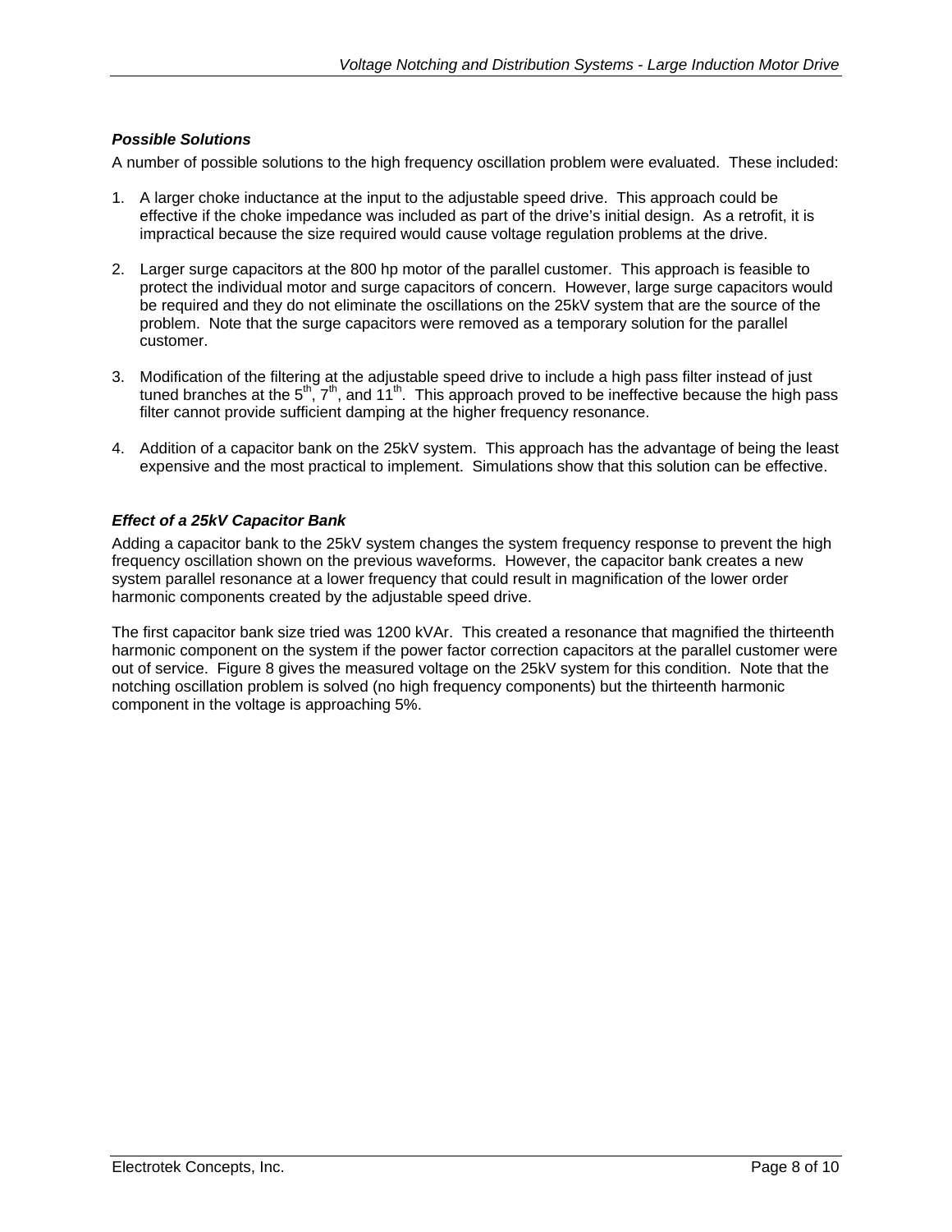### *Possible Solutions*

A number of possible solutions to the high frequency oscillation problem were evaluated. These included:

1. A larger choke inductance at the input to the adjustable speed drive. This approach could be effective if the choke impedance was included as part of the drive's initial design. As a retrofit, it is impractical because the size required would cause voltage regulation problems at the drive.

2. Larger surge capacitors at the 800 hp motor of the parallel customer. This approach is feasible to protect the individual motor and surge capacitors of concern. However, large surge capacitors would be required and they do not eliminate the oscillations on the 25kV system that are the source of the problem. Note that the surge capacitors were removed as a temporary solution for the parallel customer.

3. Modification of the filtering at the adjustable speed drive to include a high pass filter instead of just tuned branches at the $5^{th}$, $7^{th}$, and $11^{th}$. This approach proved to be ineffective because the high pass filter cannot provide sufficient damping at the higher frequency resonance.

4. Addition of a capacitor bank on the 25kV system. This approach has the advantage of being the least expensive and the most practical to implement. Simulations show that this solution can be effective.

### *Effect of a 25kV Capacitor Bank*

Adding a capacitor bank to the 25kV system changes the system frequency response to prevent the high frequency oscillation shown on the previous waveforms. However, the capacitor bank creates a new system parallel resonance at a lower frequency that could result in magnification of the lower order harmonic components created by the adjustable speed drive.

The first capacitor bank size tried was 1200 kVAr. This created a resonance that magnified the thirteenth harmonic component on the system if the power factor correction capacitors at the parallel customer were out of service. Figure 8 gives the measured voltage on the 25kV system for this condition. Note that the notching oscillation problem is solved (no high frequency components) but the thirteenth harmonic component in the voltage is approaching 5%.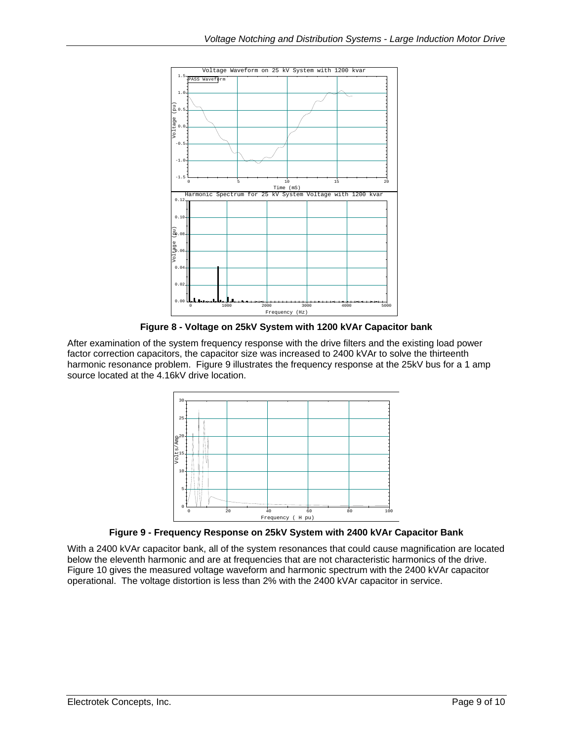**Figure 8 - Voltage on 25kV System with 1200 kVAr Capacitor bank**

After examination of the system frequency response with the drive filters and the existing load power factor correction capacitors, the capacitor size was increased to 2400 kVAr to solve the thirteenth harmonic resonance problem. Figure 9 illustrates the frequency response at the 25kV bus for a 1 amp source located at the 4.16kV drive location.

**Figure 9 - Frequency Response on 25kV System with 2400 kVAr Capacitor Bank**

With a 2400 kVAr capacitor bank, all of the system resonances that could cause magnification are located below the eleventh harmonic and are at frequencies that are not characteristic harmonics of the drive. Figure 10 gives the measured voltage waveform and harmonic spectrum with the 2400 kVAr capacitor operational. The voltage distortion is less than 2% with the 2400 kVAr capacitor in service.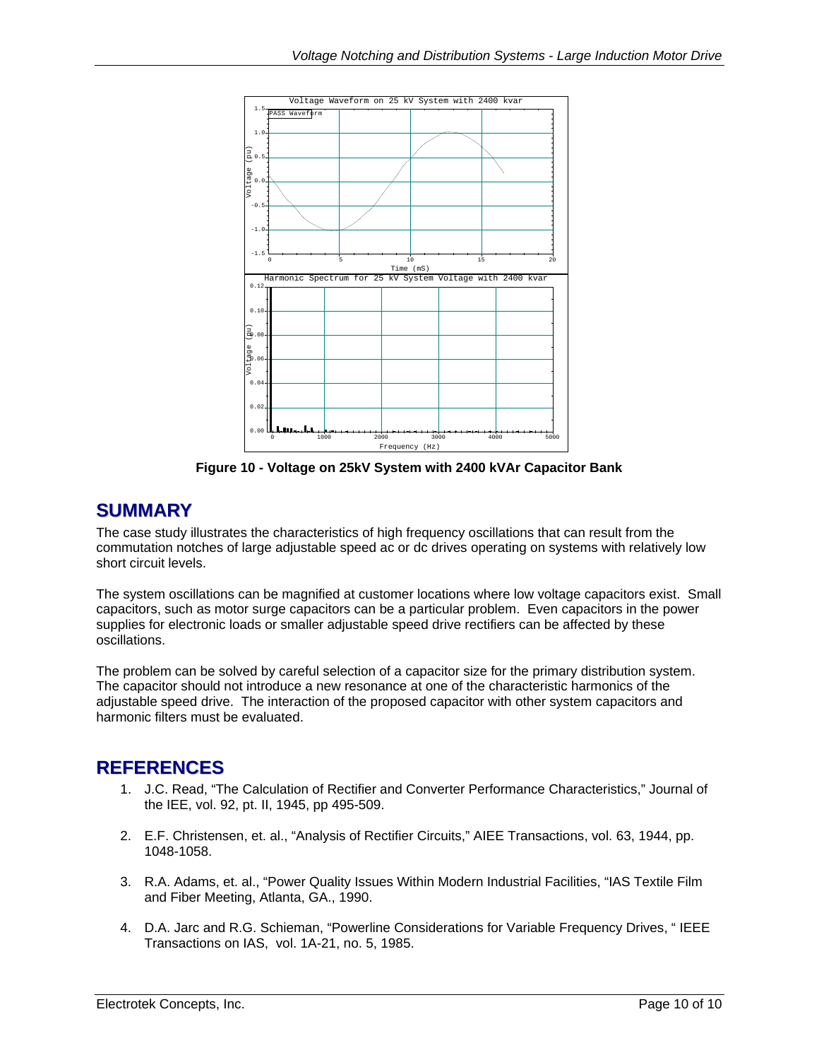Voltage Waveform on 25 kV System with 2400 kvar

PASS Waveform

Voltage (pu)

1.5
1.0
0.5
0.0
-0.5
-1.0
-1.5

0 5 10 15 20

Time (mS)

Harmonic Spectrum for 25 kV System Voltage with 2400 kvar

Voltage (pu)

0.12
0.10
0.08
0.06
0.04
0.02
0.00

0 1000 2000 3000 4000 5000

Frequency (Hz)

**Figure 10 - Voltage on 25kV System with 2400 kVAr Capacitor Bank**

## SUMMARY

The case study illustrates the characteristics of high frequency oscillations that can result from the commutation notches of large adjustable speed ac or dc drives operating on systems with relatively low short circuit levels.

The system oscillations can be magnified at customer locations where low voltage capacitors exist. Small capacitors, such as motor surge capacitors can be a particular problem. Even capacitors in the power supplies for electronic loads or smaller adjustable speed drive rectifiers can be affected by these oscillations.

The problem can be solved by careful selection of a capacitor size for the primary distribution system. The capacitor should not introduce a new resonance at one of the characteristic harmonics of the adjustable speed drive. The interaction of the proposed capacitor with other system capacitors and harmonic filters must be evaluated.

## REFERENCES

1. J.C. Read, "The Calculation of Rectifier and Converter Performance Characteristics," Journal of the IEE, vol. 92, pt. II, 1945, pp 495-509.

2. E.F. Christensen, et. al., "Analysis of Rectifier Circuits," AIEE Transactions, vol. 63, 1944, pp. 1048-1058.

3. R.A. Adams, et. al., "Power Quality Issues Within Modern Industrial Facilities, "IAS Textile Film and Fiber Meeting, Atlanta, GA., 1990.

4. D.A. Jarc and R.G. Schieman, "Powerline Considerations for Variable Frequency Drives, " IEEE Transactions on IAS, vol. 1A-21, no. 5, 1985.